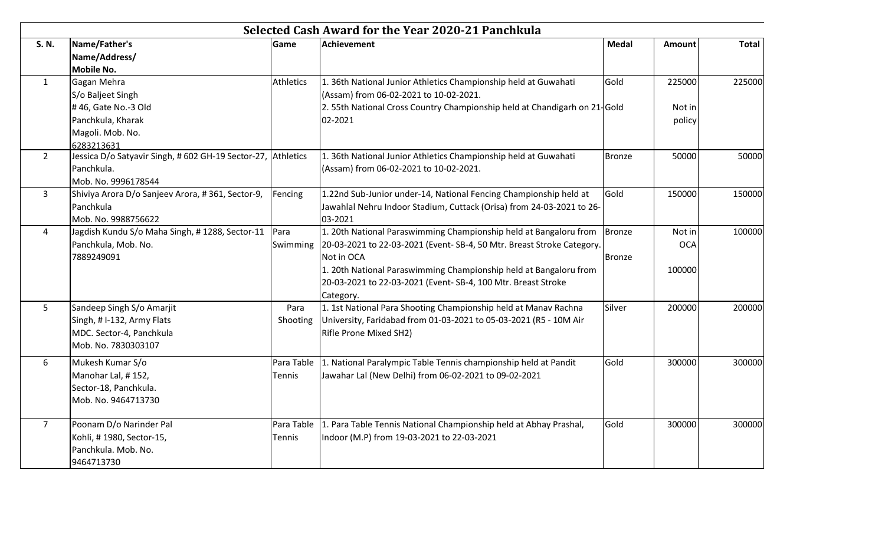# Selected Cash Award for the Year 2020-21 Panchkula

| S. N. | Name/Father's Name/Address/ Mobile No. | Game | Achievement | Medal | Amount | Total |
|---|---|---|---|---|---|---|
| 1 | Gagan Mehra S/o Baljeet Singh # 46, Gate No.-3 Old Panchkula, Kharak Magoli. Mob. No. 6283213631 | Athletics | 1. 36th National Junior Athletics Championship held at Guwahati (Assam) from 06-02-2021 to 10-02-2021.<br>2. 55th National Cross Country Championship held at Chandigarh on 21-02-2021 | Gold<br>Gold | 225000<br>Not in policy | 225000 |
| 2 | Jessica D/o Satyavir Singh, # 602 GH-19 Sector-27, Panchkula. Mob. No. 9996178544 | Athletics | 1. 36th National Junior Athletics Championship held at Guwahati (Assam) from 06-02-2021 to 10-02-2021. | Bronze | 50000 | 50000 |
| 3 | Shiviya Arora D/o Sanjeev Arora, # 361, Sector-9, Panchkula Mob. No. 9988756622 | Fencing | 1.22nd Sub-Junior under-14, National Fencing Championship held at Jawahlal Nehru Indoor Stadium, Cuttack (Orisa) from 24-03-2021 to 26-03-2021 | Gold | 150000 | 150000 |
| 4 | Jagdish Kundu S/o Maha Singh, # 1288, Sector-11 Panchkula, Mob. No. 7889249091 | Para Swimming | 1. 20th National Paraswimming Championship held at Bangaloru from 20-03-2021 to 22-03-2021 (Event- SB-4, 50 Mtr. Breast Stroke Category. Not in OCA<br>1. 20th National Paraswimming Championship held at Bangaloru from 20-03-2021 to 22-03-2021 (Event- SB-4, 100 Mtr. Breast Stroke Category. | Bronze<br>Bronze | Not in OCA<br>100000 | 100000 |
| 5 | Sandeep Singh S/o Amarjit Singh, # I-132, Army Flats MDC. Sector-4, Panchkula Mob. No. 7830303107 | Para Shooting | 1. 1st National Para Shooting Championship held at Manav Rachna University, Faridabad from 01-03-2021 to 05-03-2021 (R5 - 10M Air Rifle Prone Mixed SH2) | Silver | 200000 | 200000 |
| 6 | Mukesh Kumar S/o Manohar Lal, # 152, Sector-18, Panchkula. Mob. No. 9464713730 | Para Table Tennis | 1. National Paralympic Table Tennis championship held at Pandit Jawahar Lal (New Delhi) from 06-02-2021 to 09-02-2021 | Gold | 300000 | 300000 |
| 7 | Poonam D/o Narinder Pal Kohli, # 1980, Sector-15, Panchkula. Mob. No. 9464713730 | Para Table Tennis | 1. Para Table Tennis National Championship held at Abhay Prashal, Indoor (M.P) from 19-03-2021 to 22-03-2021 | Gold | 300000 | 300000 |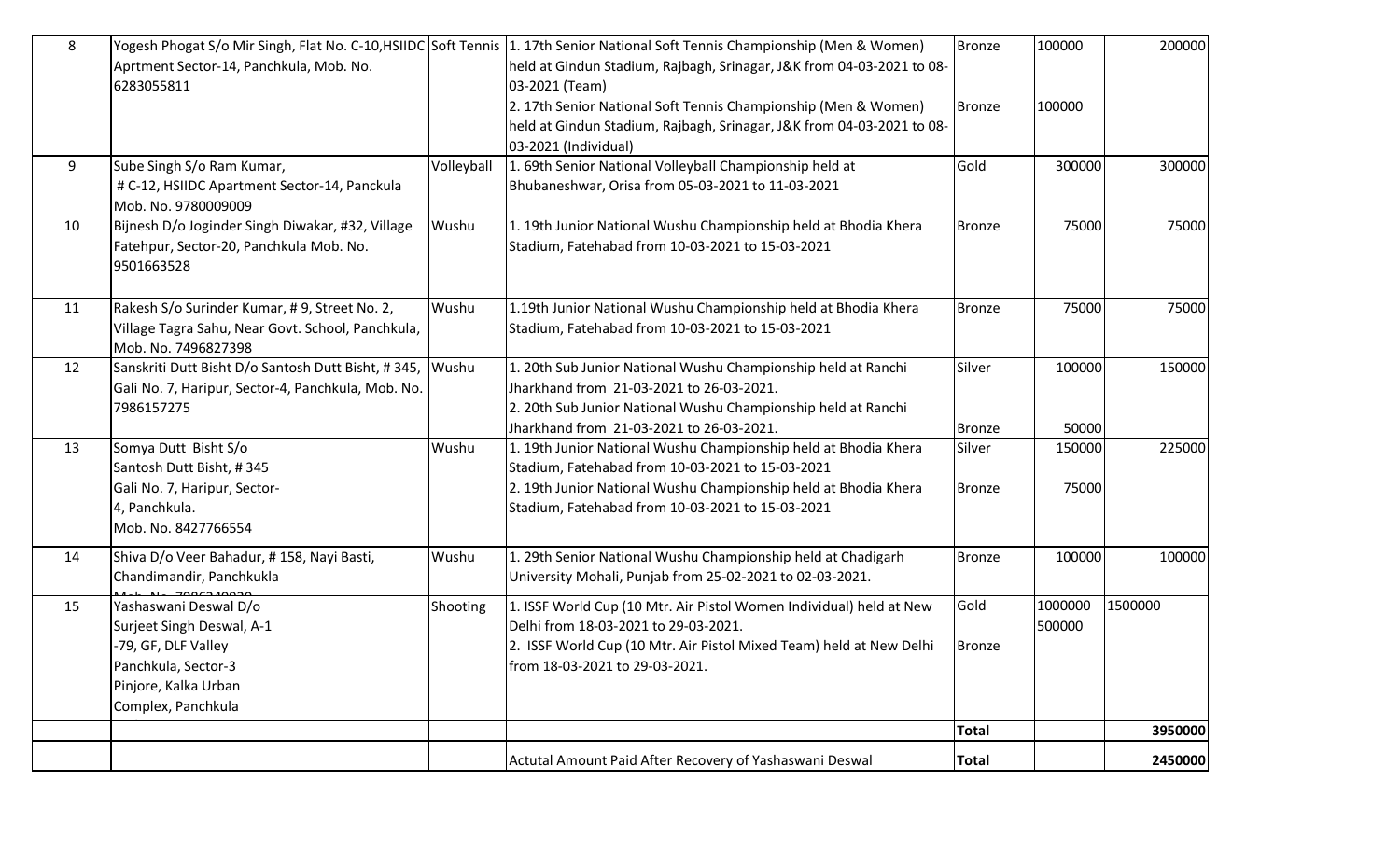| | | | | | | |
|---|---|---|---|---|---|---|
| 8 | Yogesh Phogat S/o Mir Singh, Flat No. C-10,HSIIDC Aprtment Sector-14, Panchkula, Mob. No. 6283055811 | Soft Tennis | 1. 17th Senior National Soft Tennis Championship (Men & Women) held at Gindun Stadium, Rajbagh, Srinagar, J&K from 04-03-2021 to 08-03-2021 (Team)<br>2. 17th Senior National Soft Tennis Championship (Men & Women) held at Gindun Stadium, Rajbagh, Srinagar, J&K from 04-03-2021 to 08-03-2021 (Individual) | Bronze<br>Bronze | 100000<br>100000 | 200000 |
| 9 | Sube Singh S/o Ram Kumar, # C-12, HSIIDC Apartment Sector-14, Panckula Mob. No. 9780009009 | Volleyball | 1. 69th Senior National Volleyball Championship held at Bhubaneshwar, Orisa from 05-03-2021 to 11-03-2021 | Gold | 300000 | 300000 |
| 10 | Bijnesh D/o Joginder Singh Diwakar, #32, Village Fatehpur, Sector-20, Panchkula Mob. No. 9501663528 | Wushu | 1. 19th Junior National Wushu Championship held at Bhodia Khera Stadium, Fatehabad from 10-03-2021 to 15-03-2021 | Bronze | 75000 | 75000 |
| 11 | Rakesh S/o Surinder Kumar, # 9, Street No. 2, Village Tagra Sahu, Near Govt. School, Panchkula, Mob. No. 7496827398 | Wushu | 1.19th Junior National Wushu Championship held at Bhodia Khera Stadium, Fatehabad from 10-03-2021 to 15-03-2021 | Bronze | 75000 | 75000 |
| 12 | Sanskriti Dutt Bisht D/o Santosh Dutt Bisht, # 345, Gali No. 7, Haripur, Sector-4, Panchkula, Mob. No. 7986157275 | Wushu | 1. 20th Sub Junior National Wushu Championship held at Ranchi Jharkhand from 21-03-2021 to 26-03-2021.<br>2. 20th Sub Junior National Wushu Championship held at Ranchi Jharkhand from 21-03-2021 to 26-03-2021. | Silver<br>Bronze | 100000<br>50000 | 150000 |
| 13 | Somya Dutt Bisht S/o Santosh Dutt Bisht, # 345 Gali No. 7, Haripur, Sector-4, Panchkula. Mob. No. 8427766554 | Wushu | 1. 19th Junior National Wushu Championship held at Bhodia Khera Stadium, Fatehabad from 10-03-2021 to 15-03-2021<br>2. 19th Junior National Wushu Championship held at Bhodia Khera Stadium, Fatehabad from 10-03-2021 to 15-03-2021 | Silver<br>Bronze | 150000<br>75000 | 225000 |
| 14 | Shiva D/o Veer Bahadur, # 158, Nayi Basti, Chandimandir, Panchkukla | Wushu | 1. 29th Senior National Wushu Championship held at Chadigarh University Mohali, Punjab from 25-02-2021 to 02-03-2021. | Bronze | 100000 | 100000 |
| 15 | Yashaswani Deswal D/o Surjeet Singh Deswal, A-1 -79, GF, DLF Valley Panchkula, Sector-3 Pinjore, Kalka Urban Complex, Panchkula | Shooting | 1. ISSF World Cup (10 Mtr. Air Pistol Women Individual) held at New Delhi from 18-03-2021 to 29-03-2021.<br>2. ISSF World Cup (10 Mtr. Air Pistol Mixed Team) held at New Delhi from 18-03-2021 to 29-03-2021. | Gold<br>Bronze | 1000000<br>500000 | 1500000 |
| | | | | **Total** | | **3950000** |
| | | | Actutal Amount Paid After Recovery of Yashaswani Deswal | **Total** | | **2450000** |